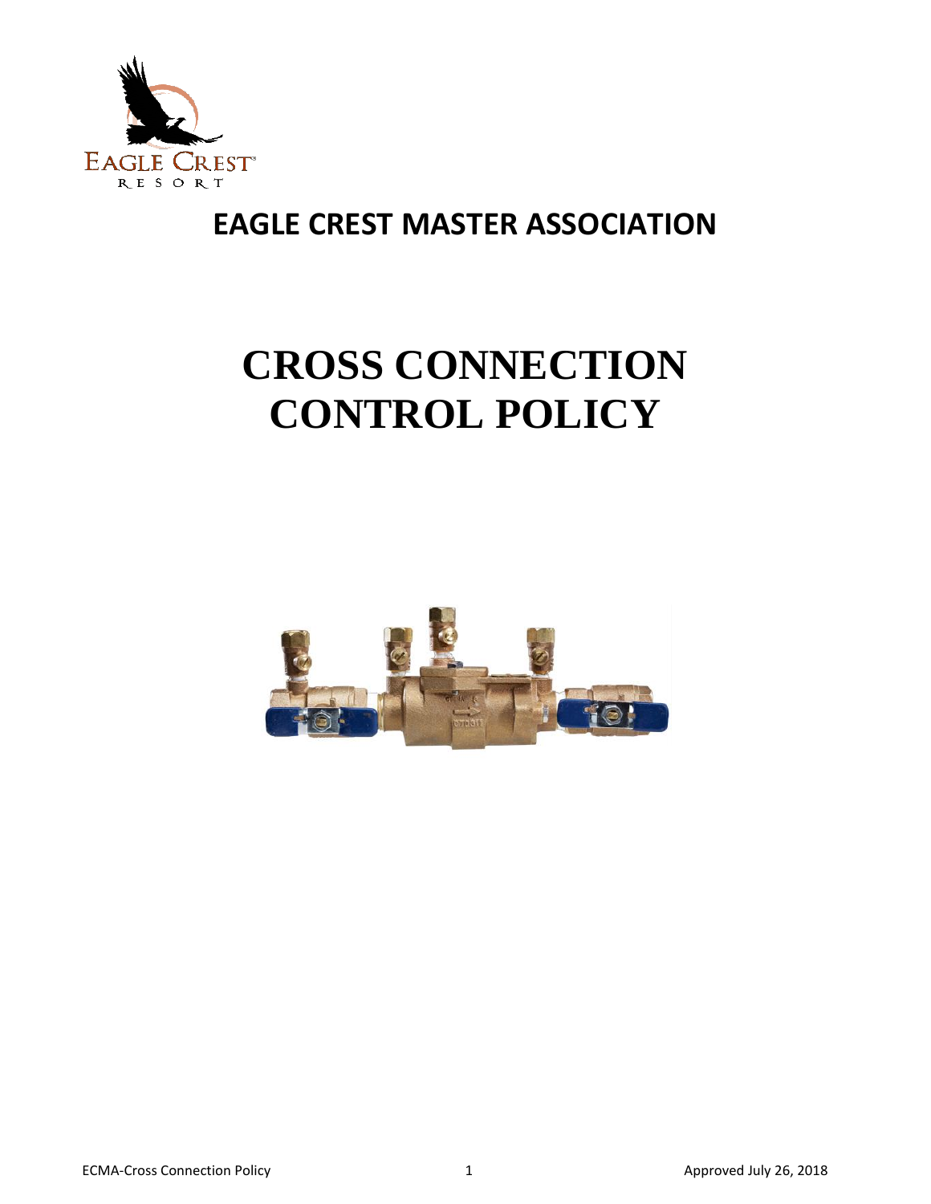# EAGLE CREST MASTER ASSOCIATION

# CROSS CONNECTION CONTROL POLICY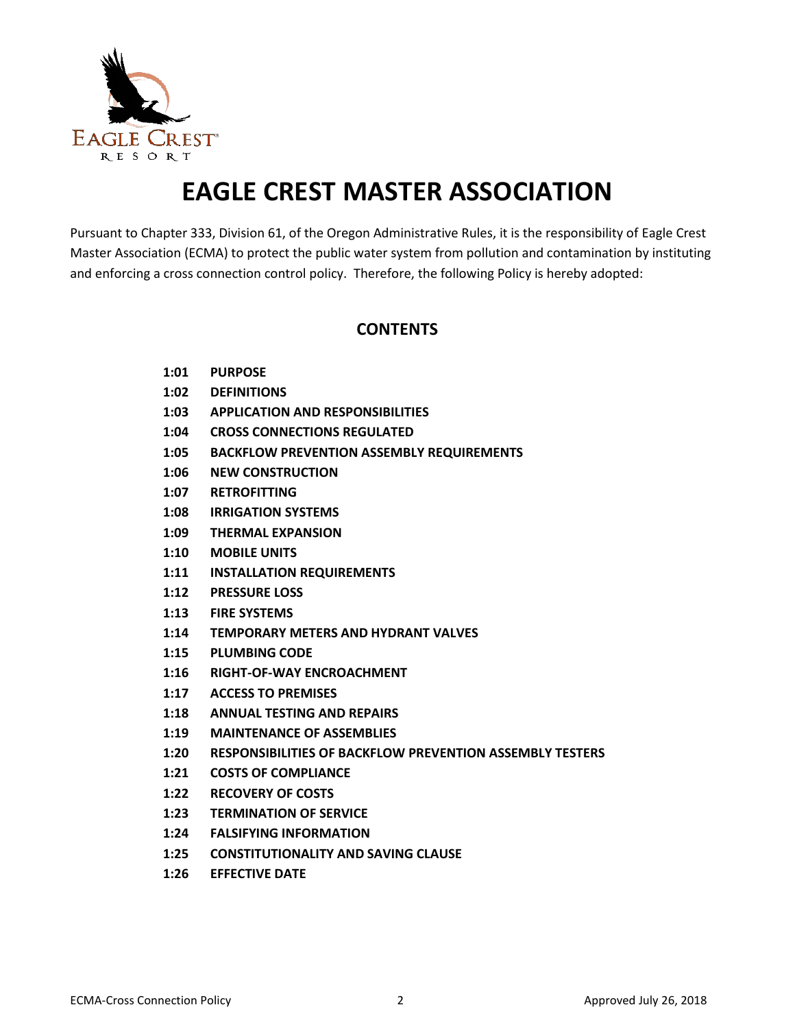# EAGLE CREST MASTER ASSOCIATION

Pursuant to Chapter 333, Division 61, of the Oregon Administrative Rules, it is the responsibility of Eagle Crest Master Association (ECMA) to protect the public water system from pollution and contamination by instituting and enforcing a cross connection control policy. Therefore, the following Policy is hereby adopted:

## CONTENTS

- **1:01 PURPOSE**
- **1:02 DEFINITIONS**
- **1:03 APPLICATION AND RESPONSIBILITIES**
- **1:04 CROSS CONNECTIONS REGULATED**
- **1:05 BACKFLOW PREVENTION ASSEMBLY REQUIREMENTS**
- **1:06 NEW CONSTRUCTION**
- **1:07 RETROFITTING**
- **1:08 IRRIGATION SYSTEMS**
- **1:09 THERMAL EXPANSION**
- **1:10 MOBILE UNITS**
- **1:11 INSTALLATION REQUIREMENTS**
- **1:12 PRESSURE LOSS**
- **1:13 FIRE SYSTEMS**
- **1:14 TEMPORARY METERS AND HYDRANT VALVES**
- **1:15 PLUMBING CODE**
- **1:16 RIGHT-OF-WAY ENCROACHMENT**
- **1:17 ACCESS TO PREMISES**
- **1:18 ANNUAL TESTING AND REPAIRS**
- **1:19 MAINTENANCE OF ASSEMBLIES**
- **1:20 RESPONSIBILITIES OF BACKFLOW PREVENTION ASSEMBLY TESTERS**
- **1:21 COSTS OF COMPLIANCE**
- **1:22 RECOVERY OF COSTS**
- **1:23 TERMINATION OF SERVICE**
- **1:24 FALSIFYING INFORMATION**
- **1:25 CONSTITUTIONALITY AND SAVING CLAUSE**
- **1:26 EFFECTIVE DATE**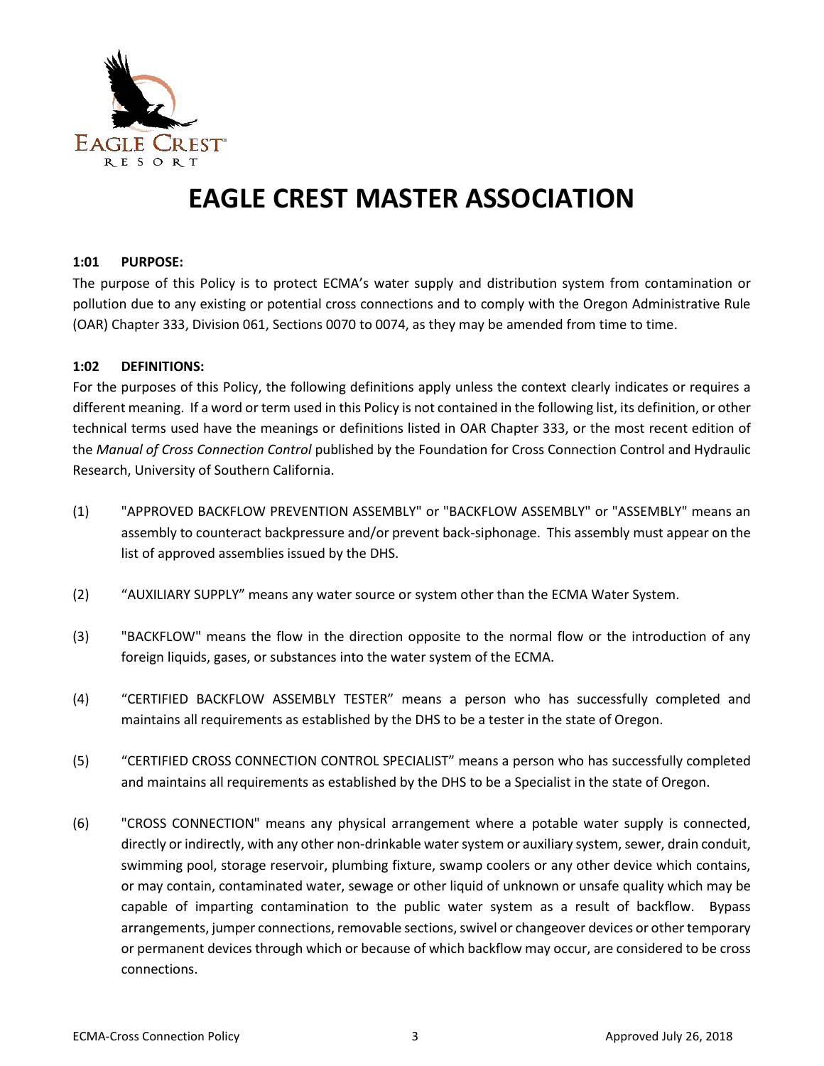# EAGLE CREST MASTER ASSOCIATION

**1:01 PURPOSE:**

The purpose of this Policy is to protect ECMA's water supply and distribution system from contamination or pollution due to any existing or potential cross connections and to comply with the Oregon Administrative Rule (OAR) Chapter 333, Division 061, Sections 0070 to 0074, as they may be amended from time to time.

**1:02 DEFINITIONS:**

For the purposes of this Policy, the following definitions apply unless the context clearly indicates or requires a different meaning. If a word or term used in this Policy is not contained in the following list, its definition, or other technical terms used have the meanings or definitions listed in OAR Chapter 333, or the most recent edition of the *Manual of Cross Connection Control* published by the Foundation for Cross Connection Control and Hydraulic Research, University of Southern California.

(1) "APPROVED BACKFLOW PREVENTION ASSEMBLY" or "BACKFLOW ASSEMBLY" or "ASSEMBLY" means an assembly to counteract backpressure and/or prevent back-siphonage. This assembly must appear on the list of approved assemblies issued by the DHS.

(2) "AUXILIARY SUPPLY" means any water source or system other than the ECMA Water System.

(3) "BACKFLOW" means the flow in the direction opposite to the normal flow or the introduction of any foreign liquids, gases, or substances into the water system of the ECMA.

(4) "CERTIFIED BACKFLOW ASSEMBLY TESTER" means a person who has successfully completed and maintains all requirements as established by the DHS to be a tester in the state of Oregon.

(5) "CERTIFIED CROSS CONNECTION CONTROL SPECIALIST" means a person who has successfully completed and maintains all requirements as established by the DHS to be a Specialist in the state of Oregon.

(6) "CROSS CONNECTION" means any physical arrangement where a potable water supply is connected, directly or indirectly, with any other non-drinkable water system or auxiliary system, sewer, drain conduit, swimming pool, storage reservoir, plumbing fixture, swamp coolers or any other device which contains, or may contain, contaminated water, sewage or other liquid of unknown or unsafe quality which may be capable of imparting contamination to the public water system as a result of backflow. Bypass arrangements, jumper connections, removable sections, swivel or changeover devices or other temporary or permanent devices through which or because of which backflow may occur, are considered to be cross connections.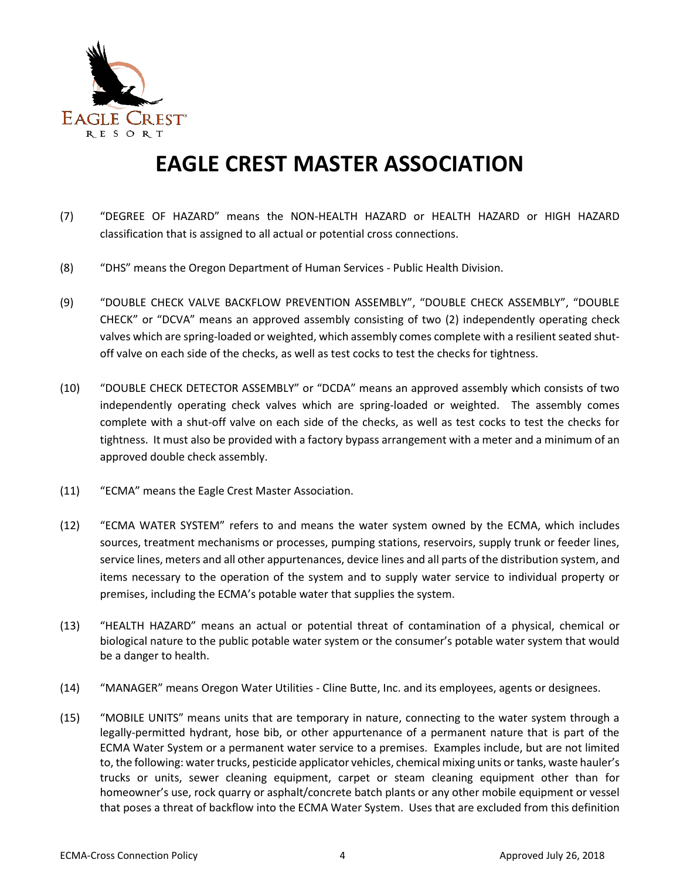# EAGLE CREST MASTER ASSOCIATION

(7) "DEGREE OF HAZARD" means the NON-HEALTH HAZARD or HEALTH HAZARD or HIGH HAZARD classification that is assigned to all actual or potential cross connections.

(8) "DHS" means the Oregon Department of Human Services - Public Health Division.

(9) "DOUBLE CHECK VALVE BACKFLOW PREVENTION ASSEMBLY", "DOUBLE CHECK ASSEMBLY", "DOUBLE CHECK" or "DCVA" means an approved assembly consisting of two (2) independently operating check valves which are spring-loaded or weighted, which assembly comes complete with a resilient seated shut-off valve on each side of the checks, as well as test cocks to test the checks for tightness.

(10) "DOUBLE CHECK DETECTOR ASSEMBLY" or "DCDA" means an approved assembly which consists of two independently operating check valves which are spring-loaded or weighted. The assembly comes complete with a shut-off valve on each side of the checks, as well as test cocks to test the checks for tightness. It must also be provided with a factory bypass arrangement with a meter and a minimum of an approved double check assembly.

(11) "ECMA" means the Eagle Crest Master Association.

(12) "ECMA WATER SYSTEM" refers to and means the water system owned by the ECMA, which includes sources, treatment mechanisms or processes, pumping stations, reservoirs, supply trunk or feeder lines, service lines, meters and all other appurtenances, device lines and all parts of the distribution system, and items necessary to the operation of the system and to supply water service to individual property or premises, including the ECMA's potable water that supplies the system.

(13) "HEALTH HAZARD" means an actual or potential threat of contamination of a physical, chemical or biological nature to the public potable water system or the consumer's potable water system that would be a danger to health.

(14) "MANAGER" means Oregon Water Utilities - Cline Butte, Inc. and its employees, agents or designees.

(15) "MOBILE UNITS" means units that are temporary in nature, connecting to the water system through a legally-permitted hydrant, hose bib, or other appurtenance of a permanent nature that is part of the ECMA Water System or a permanent water service to a premises. Examples include, but are not limited to, the following: water trucks, pesticide applicator vehicles, chemical mixing units or tanks, waste hauler's trucks or units, sewer cleaning equipment, carpet or steam cleaning equipment other than for homeowner's use, rock quarry or asphalt/concrete batch plants or any other mobile equipment or vessel that poses a threat of backflow into the ECMA Water System. Uses that are excluded from this definition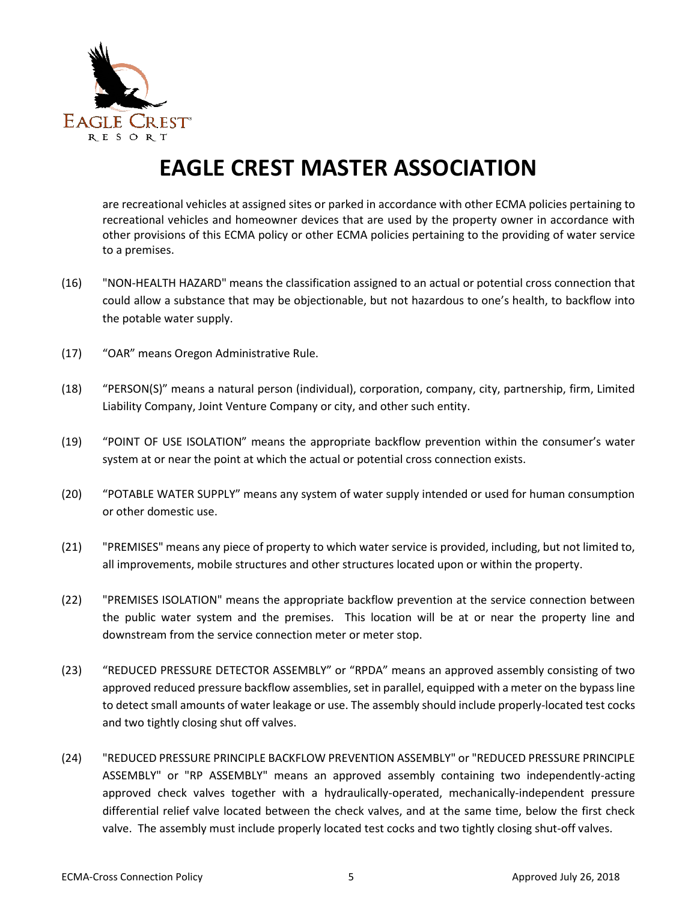# EAGLE CREST MASTER ASSOCIATION

are recreational vehicles at assigned sites or parked in accordance with other ECMA policies pertaining to recreational vehicles and homeowner devices that are used by the property owner in accordance with other provisions of this ECMA policy or other ECMA policies pertaining to the providing of water service to a premises.

(16) "NON-HEALTH HAZARD" means the classification assigned to an actual or potential cross connection that could allow a substance that may be objectionable, but not hazardous to one's health, to backflow into the potable water supply.

(17) "OAR" means Oregon Administrative Rule.

(18) "PERSON(S)" means a natural person (individual), corporation, company, city, partnership, firm, Limited Liability Company, Joint Venture Company or city, and other such entity.

(19) "POINT OF USE ISOLATION" means the appropriate backflow prevention within the consumer's water system at or near the point at which the actual or potential cross connection exists.

(20) "POTABLE WATER SUPPLY" means any system of water supply intended or used for human consumption or other domestic use.

(21) "PREMISES" means any piece of property to which water service is provided, including, but not limited to, all improvements, mobile structures and other structures located upon or within the property.

(22) "PREMISES ISOLATION" means the appropriate backflow prevention at the service connection between the public water system and the premises. This location will be at or near the property line and downstream from the service connection meter or meter stop.

(23) "REDUCED PRESSURE DETECTOR ASSEMBLY" or "RPDA" means an approved assembly consisting of two approved reduced pressure backflow assemblies, set in parallel, equipped with a meter on the bypass line to detect small amounts of water leakage or use. The assembly should include properly-located test cocks and two tightly closing shut off valves.

(24) "REDUCED PRESSURE PRINCIPLE BACKFLOW PREVENTION ASSEMBLY" or "REDUCED PRESSURE PRINCIPLE ASSEMBLY" or "RP ASSEMBLY" means an approved assembly containing two independently-acting approved check valves together with a hydraulically-operated, mechanically-independent pressure differential relief valve located between the check valves, and at the same time, below the first check valve. The assembly must include properly located test cocks and two tightly closing shut-off valves.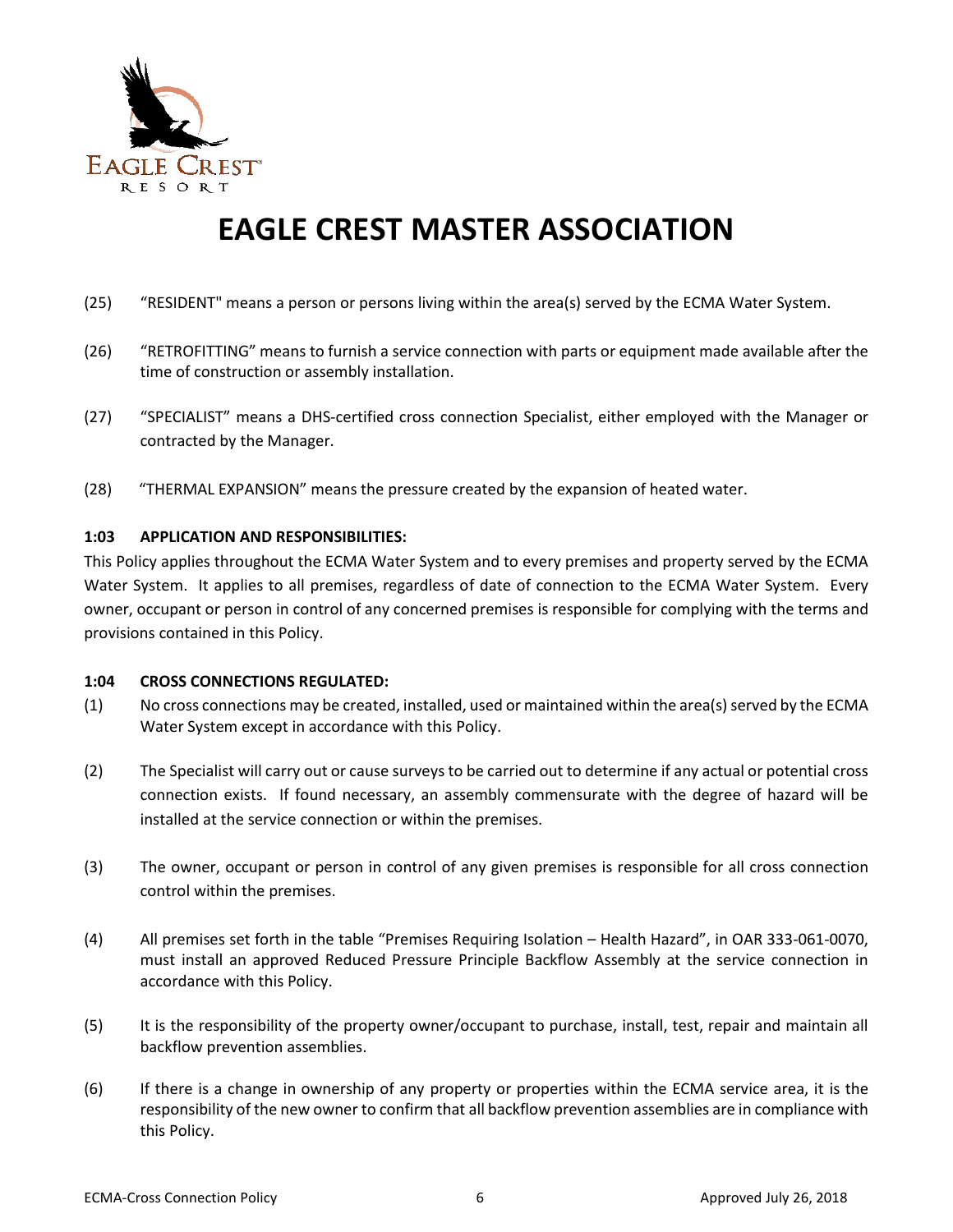# EAGLE CREST MASTER ASSOCIATION

(25) “RESIDENT" means a person or persons living within the area(s) served by the ECMA Water System.

(26) “RETROFITTING” means to furnish a service connection with parts or equipment made available after the time of construction or assembly installation.

(27) “SPECIALIST” means a DHS-certified cross connection Specialist, either employed with the Manager or contracted by the Manager.

(28) “THERMAL EXPANSION” means the pressure created by the expansion of heated water.

**1:03 APPLICATION AND RESPONSIBILITIES:**

This Policy applies throughout the ECMA Water System and to every premises and property served by the ECMA Water System. It applies to all premises, regardless of date of connection to the ECMA Water System. Every owner, occupant or person in control of any concerned premises is responsible for complying with the terms and provisions contained in this Policy.

**1:04 CROSS CONNECTIONS REGULATED:**

(1) No cross connections may be created, installed, used or maintained within the area(s) served by the ECMA Water System except in accordance with this Policy.

(2) The Specialist will carry out or cause surveys to be carried out to determine if any actual or potential cross connection exists. If found necessary, an assembly commensurate with the degree of hazard will be installed at the service connection or within the premises.

(3) The owner, occupant or person in control of any given premises is responsible for all cross connection control within the premises.

(4) All premises set forth in the table “Premises Requiring Isolation – Health Hazard”, in OAR 333-061-0070, must install an approved Reduced Pressure Principle Backflow Assembly at the service connection in accordance with this Policy.

(5) It is the responsibility of the property owner/occupant to purchase, install, test, repair and maintain all backflow prevention assemblies.

(6) If there is a change in ownership of any property or properties within the ECMA service area, it is the responsibility of the new owner to confirm that all backflow prevention assemblies are in compliance with this Policy.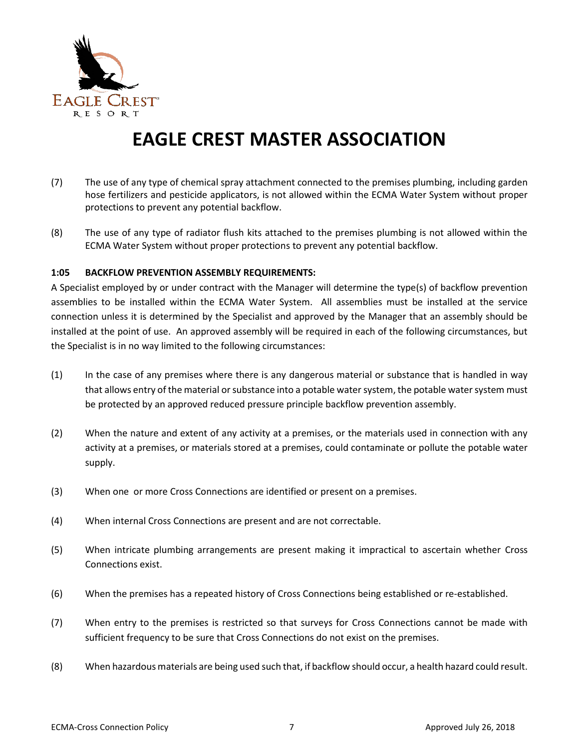# EAGLE CREST MASTER ASSOCIATION

(7) The use of any type of chemical spray attachment connected to the premises plumbing, including garden hose fertilizers and pesticide applicators, is not allowed within the ECMA Water System without proper protections to prevent any potential backflow.

(8) The use of any type of radiator flush kits attached to the premises plumbing is not allowed within the ECMA Water System without proper protections to prevent any potential backflow.

**1:05 BACKFLOW PREVENTION ASSEMBLY REQUIREMENTS:**

A Specialist employed by or under contract with the Manager will determine the type(s) of backflow prevention assemblies to be installed within the ECMA Water System. All assemblies must be installed at the service connection unless it is determined by the Specialist and approved by the Manager that an assembly should be installed at the point of use. An approved assembly will be required in each of the following circumstances, but the Specialist is in no way limited to the following circumstances:

(1) In the case of any premises where there is any dangerous material or substance that is handled in way that allows entry of the material or substance into a potable water system, the potable water system must be protected by an approved reduced pressure principle backflow prevention assembly.

(2) When the nature and extent of any activity at a premises, or the materials used in connection with any activity at a premises, or materials stored at a premises, could contaminate or pollute the potable water supply.

(3) When one or more Cross Connections are identified or present on a premises.

(4) When internal Cross Connections are present and are not correctable.

(5) When intricate plumbing arrangements are present making it impractical to ascertain whether Cross Connections exist.

(6) When the premises has a repeated history of Cross Connections being established or re-established.

(7) When entry to the premises is restricted so that surveys for Cross Connections cannot be made with sufficient frequency to be sure that Cross Connections do not exist on the premises.

(8) When hazardous materials are being used such that, if backflow should occur, a health hazard could result.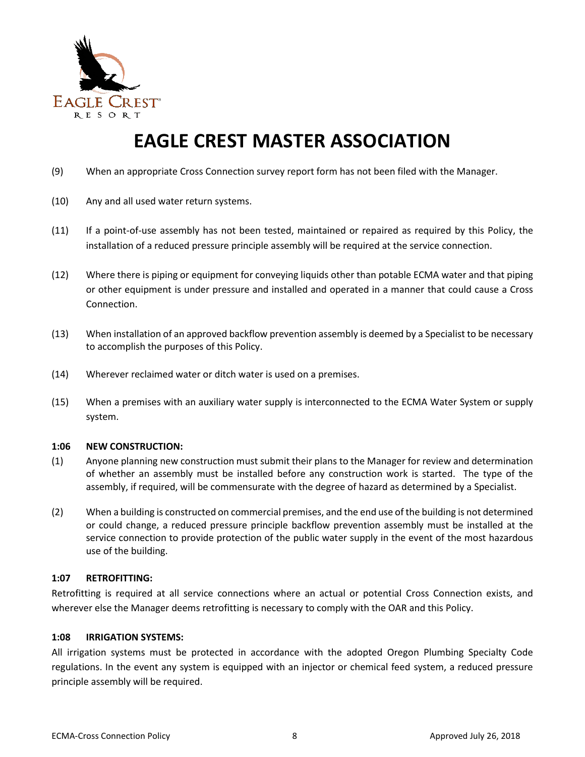# EAGLE CREST MASTER ASSOCIATION

(9) When an appropriate Cross Connection survey report form has not been filed with the Manager.

(10) Any and all used water return systems.

(11) If a point-of-use assembly has not been tested, maintained or repaired as required by this Policy, the installation of a reduced pressure principle assembly will be required at the service connection.

(12) Where there is piping or equipment for conveying liquids other than potable ECMA water and that piping or other equipment is under pressure and installed and operated in a manner that could cause a Cross Connection.

(13) When installation of an approved backflow prevention assembly is deemed by a Specialist to be necessary to accomplish the purposes of this Policy.

(14) Wherever reclaimed water or ditch water is used on a premises.

(15) When a premises with an auxiliary water supply is interconnected to the ECMA Water System or supply system.

**1:06 NEW CONSTRUCTION:**

(1) Anyone planning new construction must submit their plans to the Manager for review and determination of whether an assembly must be installed before any construction work is started. The type of the assembly, if required, will be commensurate with the degree of hazard as determined by a Specialist.

(2) When a building is constructed on commercial premises, and the end use of the building is not determined or could change, a reduced pressure principle backflow prevention assembly must be installed at the service connection to provide protection of the public water supply in the event of the most hazardous use of the building.

**1:07 RETROFITTING:**

Retrofitting is required at all service connections where an actual or potential Cross Connection exists, and wherever else the Manager deems retrofitting is necessary to comply with the OAR and this Policy.

**1:08 IRRIGATION SYSTEMS:**

All irrigation systems must be protected in accordance with the adopted Oregon Plumbing Specialty Code regulations. In the event any system is equipped with an injector or chemical feed system, a reduced pressure principle assembly will be required.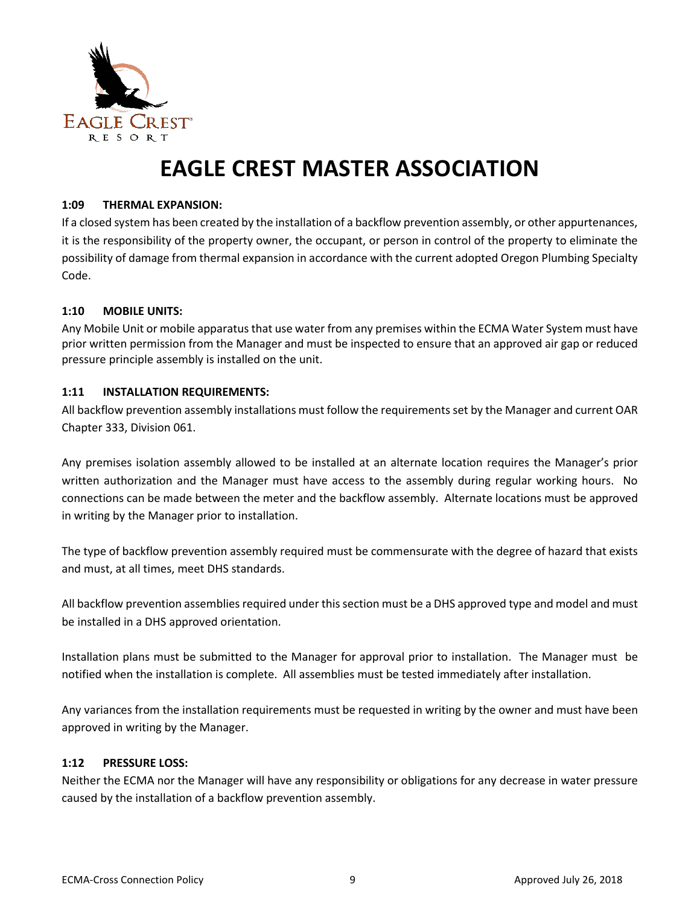# EAGLE CREST MASTER ASSOCIATION

**1:09 THERMAL EXPANSION:**

If a closed system has been created by the installation of a backflow prevention assembly, or other appurtenances, it is the responsibility of the property owner, the occupant, or person in control of the property to eliminate the possibility of damage from thermal expansion in accordance with the current adopted Oregon Plumbing Specialty Code.

**1:10 MOBILE UNITS:**

Any Mobile Unit or mobile apparatus that use water from any premises within the ECMA Water System must have prior written permission from the Manager and must be inspected to ensure that an approved air gap or reduced pressure principle assembly is installed on the unit.

**1:11 INSTALLATION REQUIREMENTS:**

All backflow prevention assembly installations must follow the requirements set by the Manager and current OAR Chapter 333, Division 061.

Any premises isolation assembly allowed to be installed at an alternate location requires the Manager's prior written authorization and the Manager must have access to the assembly during regular working hours. No connections can be made between the meter and the backflow assembly. Alternate locations must be approved in writing by the Manager prior to installation.

The type of backflow prevention assembly required must be commensurate with the degree of hazard that exists and must, at all times, meet DHS standards.

All backflow prevention assemblies required under this section must be a DHS approved type and model and must be installed in a DHS approved orientation.

Installation plans must be submitted to the Manager for approval prior to installation. The Manager must be notified when the installation is complete. All assemblies must be tested immediately after installation.

Any variances from the installation requirements must be requested in writing by the owner and must have been approved in writing by the Manager.

**1:12 PRESSURE LOSS:**

Neither the ECMA nor the Manager will have any responsibility or obligations for any decrease in water pressure caused by the installation of a backflow prevention assembly.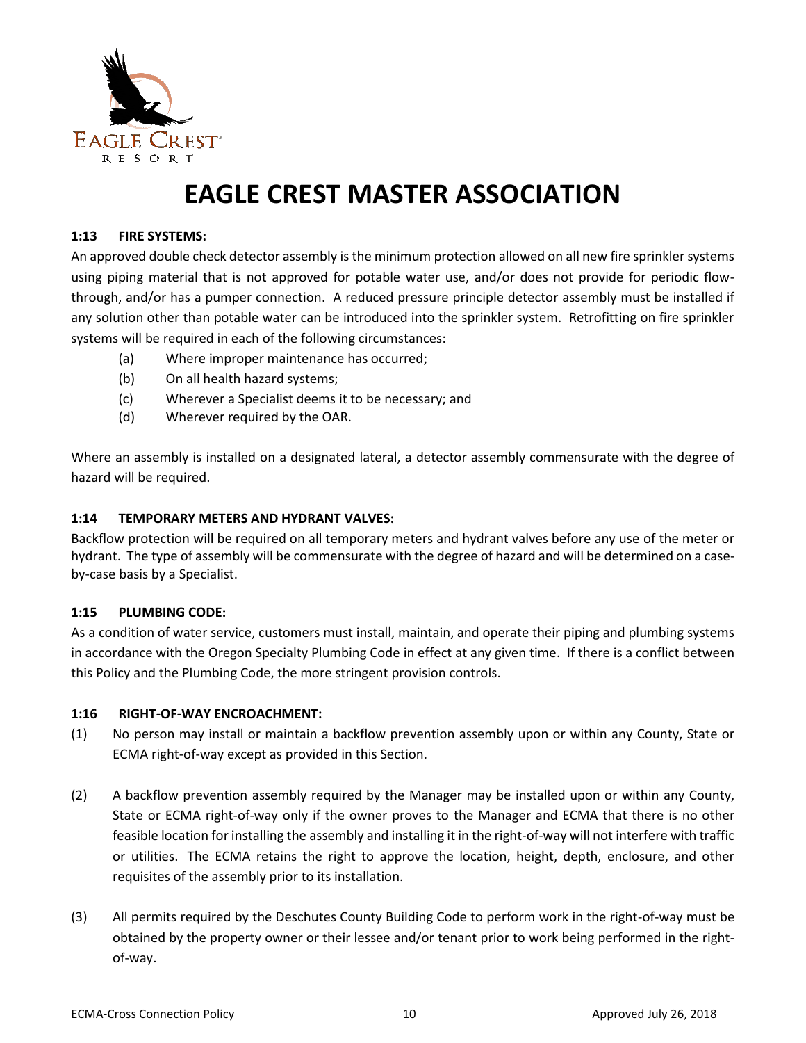# EAGLE CREST MASTER ASSOCIATION

**1:13 FIRE SYSTEMS:**

An approved double check detector assembly is the minimum protection allowed on all new fire sprinkler systems using piping material that is not approved for potable water use, and/or does not provide for periodic flow-through, and/or has a pumper connection. A reduced pressure principle detector assembly must be installed if any solution other than potable water can be introduced into the sprinkler system. Retrofitting on fire sprinkler systems will be required in each of the following circumstances:

- (a) Where improper maintenance has occurred;
- (b) On all health hazard systems;
- (c) Wherever a Specialist deems it to be necessary; and
- (d) Wherever required by the OAR.

Where an assembly is installed on a designated lateral, a detector assembly commensurate with the degree of hazard will be required.

**1:14 TEMPORARY METERS AND HYDRANT VALVES:**

Backflow protection will be required on all temporary meters and hydrant valves before any use of the meter or hydrant. The type of assembly will be commensurate with the degree of hazard and will be determined on a case-by-case basis by a Specialist.

**1:15 PLUMBING CODE:**

As a condition of water service, customers must install, maintain, and operate their piping and plumbing systems in accordance with the Oregon Specialty Plumbing Code in effect at any given time. If there is a conflict between this Policy and the Plumbing Code, the more stringent provision controls.

**1:16 RIGHT-OF-WAY ENCROACHMENT:**

(1) No person may install or maintain a backflow prevention assembly upon or within any County, State or ECMA right-of-way except as provided in this Section.

(2) A backflow prevention assembly required by the Manager may be installed upon or within any County, State or ECMA right-of-way only if the owner proves to the Manager and ECMA that there is no other feasible location for installing the assembly and installing it in the right-of-way will not interfere with traffic or utilities. The ECMA retains the right to approve the location, height, depth, enclosure, and other requisites of the assembly prior to its installation.

(3) All permits required by the Deschutes County Building Code to perform work in the right-of-way must be obtained by the property owner or their lessee and/or tenant prior to work being performed in the right-of-way.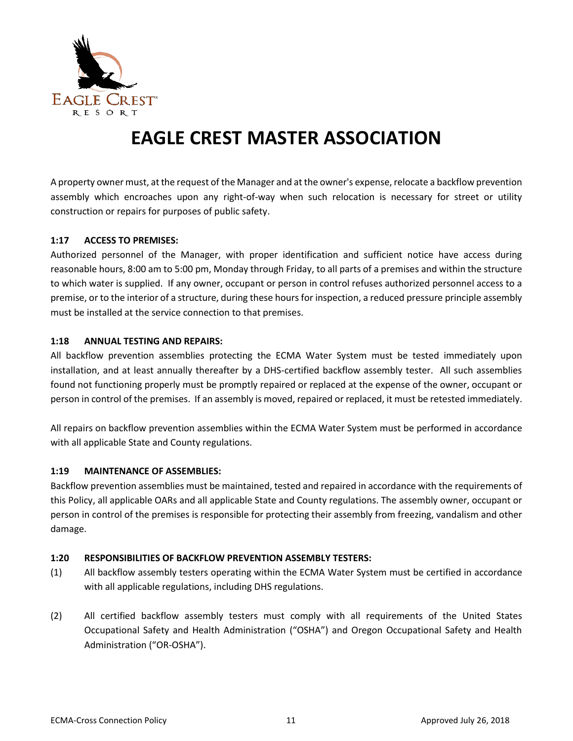A property owner must, at the request of the Manager and at the owner's expense, relocate a backflow prevention assembly which encroaches upon any right-of-way when such relocation is necessary for street or utility construction or repairs for purposes of public safety.

**1:17 ACCESS TO PREMISES:**

Authorized personnel of the Manager, with proper identification and sufficient notice have access during reasonable hours, 8:00 am to 5:00 pm, Monday through Friday, to all parts of a premises and within the structure to which water is supplied. If any owner, occupant or person in control refuses authorized personnel access to a premise, or to the interior of a structure, during these hours for inspection, a reduced pressure principle assembly must be installed at the service connection to that premises.

**1:18 ANNUAL TESTING AND REPAIRS:**

All backflow prevention assemblies protecting the ECMA Water System must be tested immediately upon installation, and at least annually thereafter by a DHS-certified backflow assembly tester. All such assemblies found not functioning properly must be promptly repaired or replaced at the expense of the owner, occupant or person in control of the premises. If an assembly is moved, repaired or replaced, it must be retested immediately.

All repairs on backflow prevention assemblies within the ECMA Water System must be performed in accordance with all applicable State and County regulations.

**1:19 MAINTENANCE OF ASSEMBLIES:**

Backflow prevention assemblies must be maintained, tested and repaired in accordance with the requirements of this Policy, all applicable OARs and all applicable State and County regulations. The assembly owner, occupant or person in control of the premises is responsible for protecting their assembly from freezing, vandalism and other damage.

**1:20 RESPONSIBILITIES OF BACKFLOW PREVENTION ASSEMBLY TESTERS:**

(1) All backflow assembly testers operating within the ECMA Water System must be certified in accordance with all applicable regulations, including DHS regulations.

(2) All certified backflow assembly testers must comply with all requirements of the United States Occupational Safety and Health Administration ("OSHA") and Oregon Occupational Safety and Health Administration ("OR-OSHA").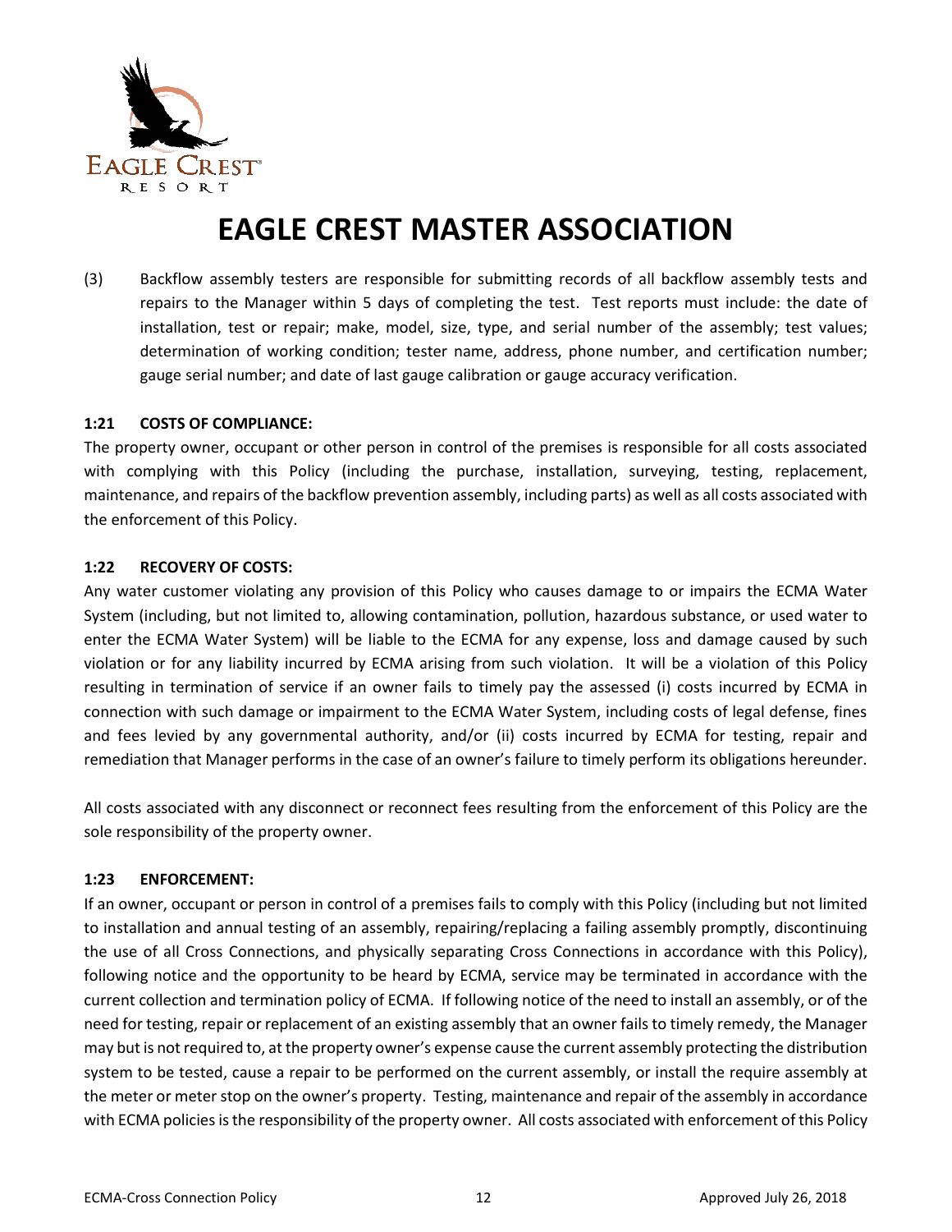# EAGLE CREST MASTER ASSOCIATION

(3) Backflow assembly testers are responsible for submitting records of all backflow assembly tests and repairs to the Manager within 5 days of completing the test. Test reports must include: the date of installation, test or repair; make, model, size, type, and serial number of the assembly; test values; determination of working condition; tester name, address, phone number, and certification number; gauge serial number; and date of last gauge calibration or gauge accuracy verification.

**1:21 COSTS OF COMPLIANCE:**

The property owner, occupant or other person in control of the premises is responsible for all costs associated with complying with this Policy (including the purchase, installation, surveying, testing, replacement, maintenance, and repairs of the backflow prevention assembly, including parts) as well as all costs associated with the enforcement of this Policy.

**1:22 RECOVERY OF COSTS:**

Any water customer violating any provision of this Policy who causes damage to or impairs the ECMA Water System (including, but not limited to, allowing contamination, pollution, hazardous substance, or used water to enter the ECMA Water System) will be liable to the ECMA for any expense, loss and damage caused by such violation or for any liability incurred by ECMA arising from such violation. It will be a violation of this Policy resulting in termination of service if an owner fails to timely pay the assessed (i) costs incurred by ECMA in connection with such damage or impairment to the ECMA Water System, including costs of legal defense, fines and fees levied by any governmental authority, and/or (ii) costs incurred by ECMA for testing, repair and remediation that Manager performs in the case of an owner's failure to timely perform its obligations hereunder.

All costs associated with any disconnect or reconnect fees resulting from the enforcement of this Policy are the sole responsibility of the property owner.

**1:23 ENFORCEMENT:**

If an owner, occupant or person in control of a premises fails to comply with this Policy (including but not limited to installation and annual testing of an assembly, repairing/replacing a failing assembly promptly, discontinuing the use of all Cross Connections, and physically separating Cross Connections in accordance with this Policy), following notice and the opportunity to be heard by ECMA, service may be terminated in accordance with the current collection and termination policy of ECMA. If following notice of the need to install an assembly, or of the need for testing, repair or replacement of an existing assembly that an owner fails to timely remedy, the Manager may but is not required to, at the property owner's expense cause the current assembly protecting the distribution system to be tested, cause a repair to be performed on the current assembly, or install the require assembly at the meter or meter stop on the owner's property. Testing, maintenance and repair of the assembly in accordance with ECMA policies is the responsibility of the property owner. All costs associated with enforcement of this Policy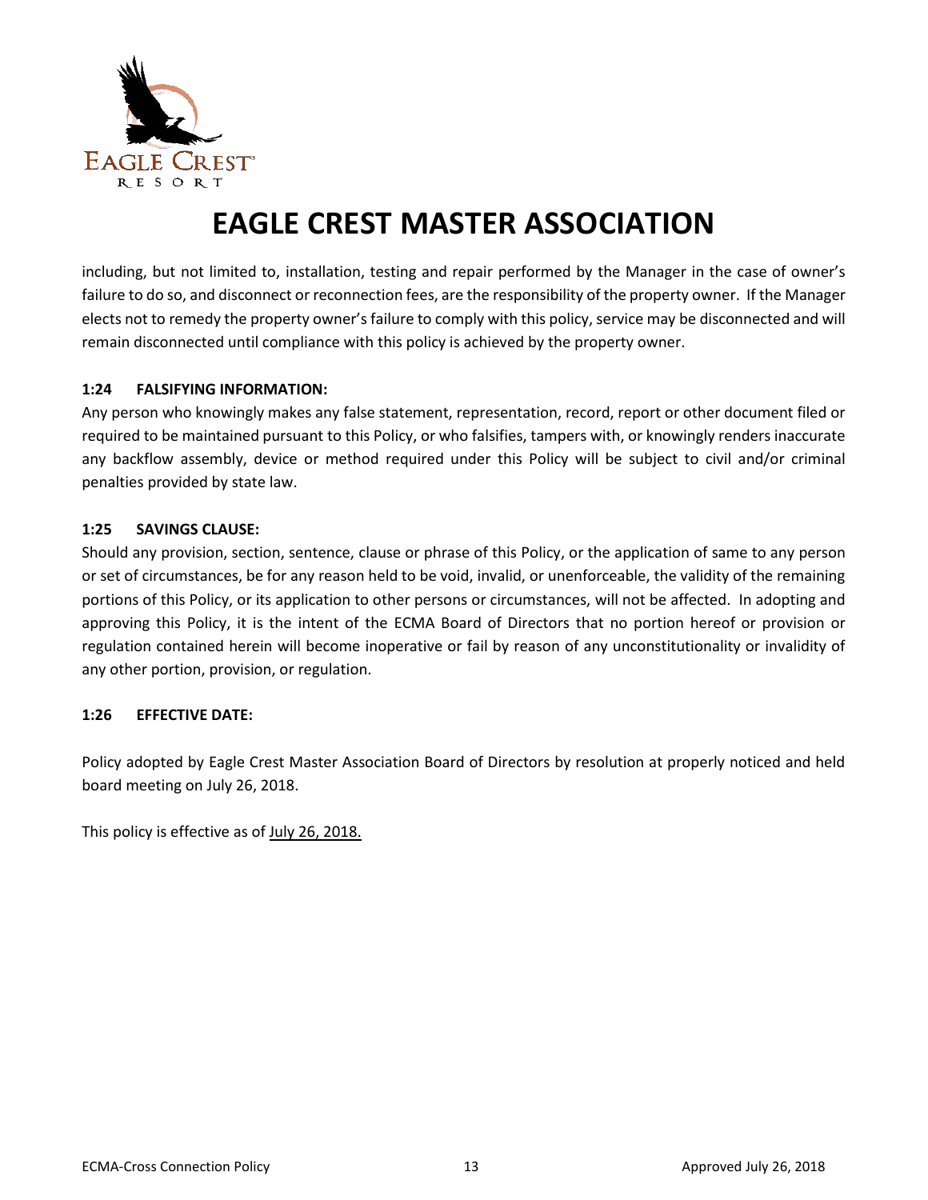# EAGLE CREST MASTER ASSOCIATION

including, but not limited to, installation, testing and repair performed by the Manager in the case of owner's failure to do so, and disconnect or reconnection fees, are the responsibility of the property owner. If the Manager elects not to remedy the property owner's failure to comply with this policy, service may be disconnected and will remain disconnected until compliance with this policy is achieved by the property owner.

**1:24 FALSIFYING INFORMATION:**

Any person who knowingly makes any false statement, representation, record, report or other document filed or required to be maintained pursuant to this Policy, or who falsifies, tampers with, or knowingly renders inaccurate any backflow assembly, device or method required under this Policy will be subject to civil and/or criminal penalties provided by state law.

**1:25 SAVINGS CLAUSE:**

Should any provision, section, sentence, clause or phrase of this Policy, or the application of same to any person or set of circumstances, be for any reason held to be void, invalid, or unenforceable, the validity of the remaining portions of this Policy, or its application to other persons or circumstances, will not be affected. In adopting and approving this Policy, it is the intent of the ECMA Board of Directors that no portion hereof or provision or regulation contained herein will become inoperative or fail by reason of any unconstitutionality or invalidity of any other portion, provision, or regulation.

**1:26 EFFECTIVE DATE:**

Policy adopted by Eagle Crest Master Association Board of Directors by resolution at properly noticed and held board meeting on July 26, 2018.

This policy is effective as of July 26, 2018.